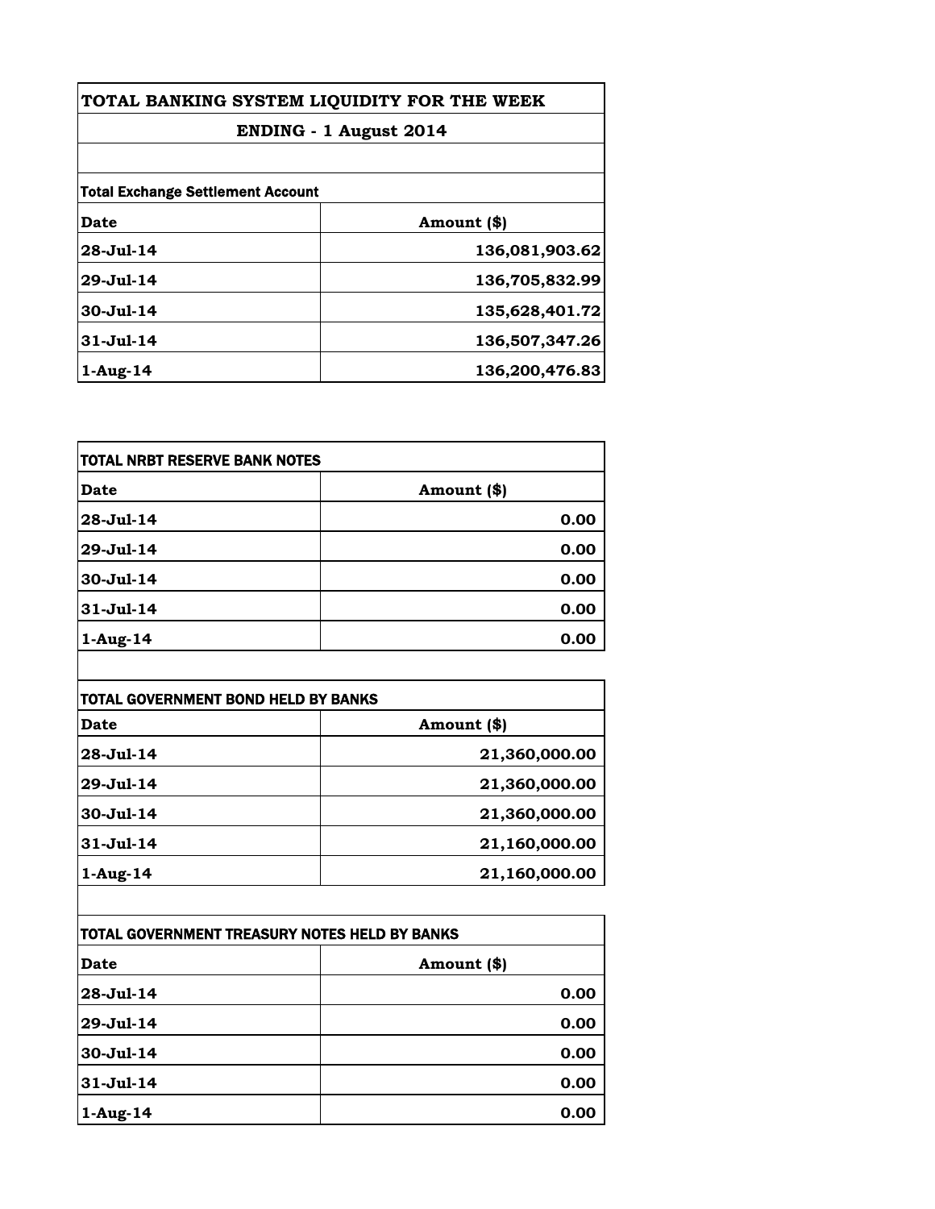# TOTAL BANKING SYSTEM LIQUIDITY FOR THE WEEK

## ENDING - 1 August 2014

### Total Exchange Settlement Account

| Date | Amount ($) |
|---|---|
| 28-Jul-14 | 136,081,903.62 |
| 29-Jul-14 | 136,705,832.99 |
| 30-Jul-14 | 135,628,401.72 |
| 31-Jul-14 | 136,507,347.26 |
| 1-Aug-14 | 136,200,476.83 |

### TOTAL NRBT RESERVE BANK NOTES

| Date | Amount ($) |
|---|---|
| 28-Jul-14 | 0.00 |
| 29-Jul-14 | 0.00 |
| 30-Jul-14 | 0.00 |
| 31-Jul-14 | 0.00 |
| 1-Aug-14 | 0.00 |

### TOTAL GOVERNMENT BOND HELD BY BANKS

| Date | Amount ($) |
|---|---|
| 28-Jul-14 | 21,360,000.00 |
| 29-Jul-14 | 21,360,000.00 |
| 30-Jul-14 | 21,360,000.00 |
| 31-Jul-14 | 21,160,000.00 |
| 1-Aug-14 | 21,160,000.00 |

### TOTAL GOVERNMENT TREASURY NOTES HELD BY BANKS

| Date | Amount ($) |
|---|---|
| 28-Jul-14 | 0.00 |
| 29-Jul-14 | 0.00 |
| 30-Jul-14 | 0.00 |
| 31-Jul-14 | 0.00 |
| 1-Aug-14 | 0.00 |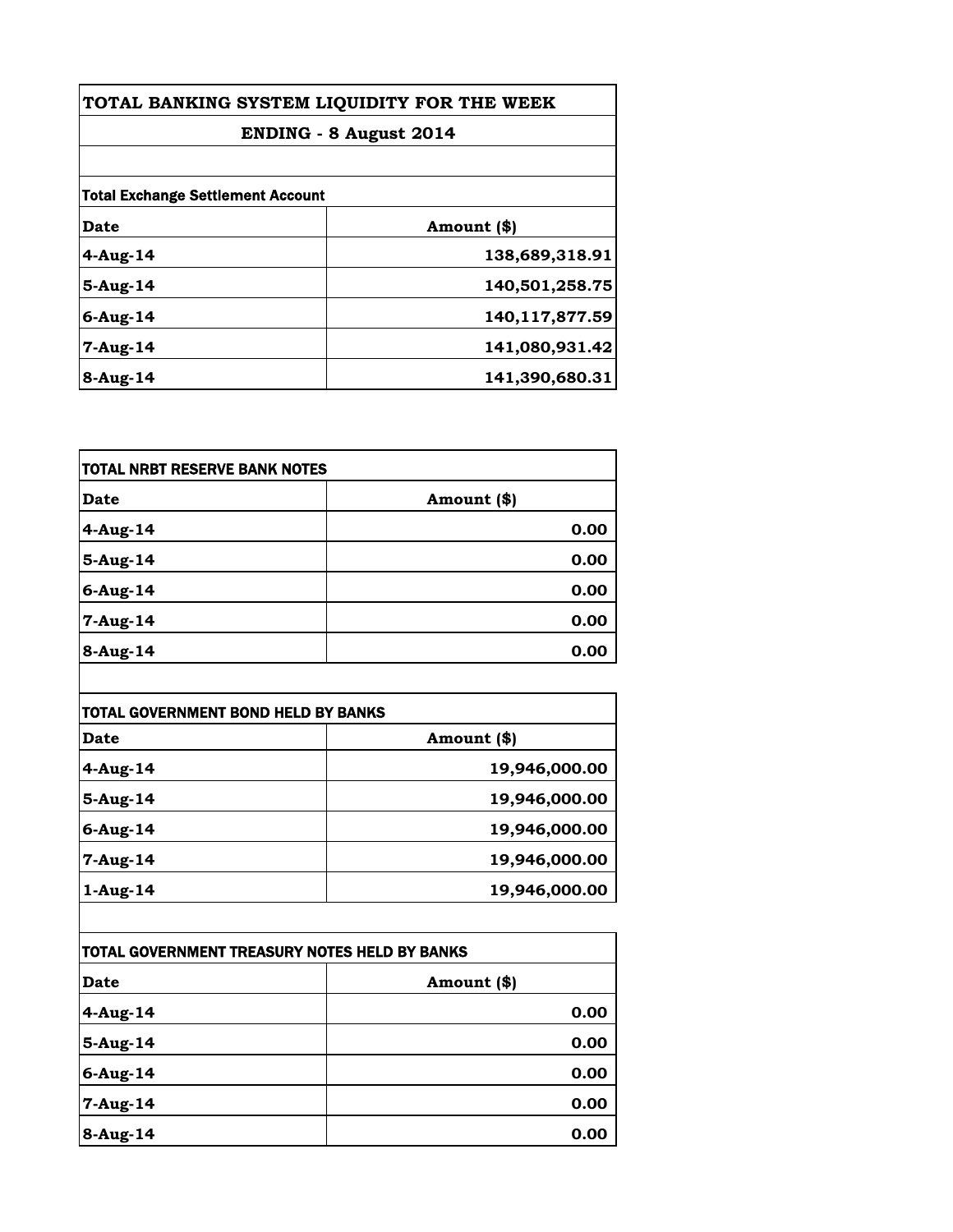# TOTAL BANKING SYSTEM LIQUIDITY FOR THE WEEK

## ENDING - 8 August 2014

**Total Exchange Settlement Account**

| Date | Amount ($) |
|---|---|
| 4-Aug-14 | 138,689,318.91 |
| 5-Aug-14 | 140,501,258.75 |
| 6-Aug-14 | 140,117,877.59 |
| 7-Aug-14 | 141,080,931.42 |
| 8-Aug-14 | 141,390,680.31 |

**TOTAL NRBT RESERVE BANK NOTES**

| Date | Amount ($) |
|---|---|
| 4-Aug-14 | 0.00 |
| 5-Aug-14 | 0.00 |
| 6-Aug-14 | 0.00 |
| 7-Aug-14 | 0.00 |
| 8-Aug-14 | 0.00 |

**TOTAL GOVERNMENT BOND HELD BY BANKS**

| Date | Amount ($) |
|---|---|
| 4-Aug-14 | 19,946,000.00 |
| 5-Aug-14 | 19,946,000.00 |
| 6-Aug-14 | 19,946,000.00 |
| 7-Aug-14 | 19,946,000.00 |
| 1-Aug-14 | 19,946,000.00 |

**TOTAL GOVERNMENT TREASURY NOTES HELD BY BANKS**

| Date | Amount ($) |
|---|---|
| 4-Aug-14 | 0.00 |
| 5-Aug-14 | 0.00 |
| 6-Aug-14 | 0.00 |
| 7-Aug-14 | 0.00 |
| 8-Aug-14 | 0.00 |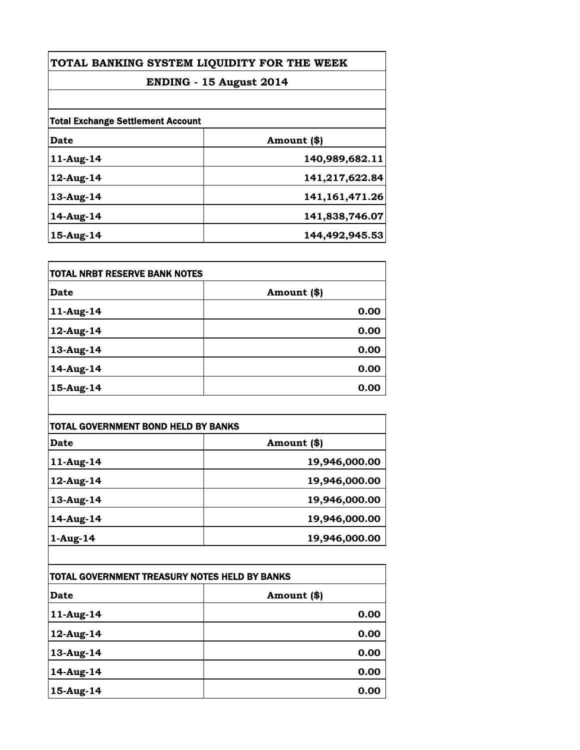# TOTAL BANKING SYSTEM LIQUIDITY FOR THE WEEK

## ENDING - 15 August 2014

| Total Exchange Settlement Account | |
|---|---|
| **Date** | **Amount ($)** |
| **11-Aug-14** | **140,989,682.11** |
| **12-Aug-14** | **141,217,622.84** |
| **13-Aug-14** | **141,161,471.26** |
| **14-Aug-14** | **141,838,746.07** |
| **15-Aug-14** | **144,492,945.53** |

| TOTAL NRBT RESERVE BANK NOTES | |
|---|---|
| **Date** | **Amount ($)** |
| **11-Aug-14** | **0.00** |
| **12-Aug-14** | **0.00** |
| **13-Aug-14** | **0.00** |
| **14-Aug-14** | **0.00** |
| **15-Aug-14** | **0.00** |

| TOTAL GOVERNMENT BOND HELD BY BANKS | |
|---|---|
| **Date** | **Amount ($)** |
| **11-Aug-14** | **19,946,000.00** |
| **12-Aug-14** | **19,946,000.00** |
| **13-Aug-14** | **19,946,000.00** |
| **14-Aug-14** | **19,946,000.00** |
| **1-Aug-14** | **19,946,000.00** |

| TOTAL GOVERNMENT TREASURY NOTES HELD BY BANKS | |
|---|---|
| **Date** | **Amount ($)** |
| **11-Aug-14** | **0.00** |
| **12-Aug-14** | **0.00** |
| **13-Aug-14** | **0.00** |
| **14-Aug-14** | **0.00** |
| **15-Aug-14** | **0.00** |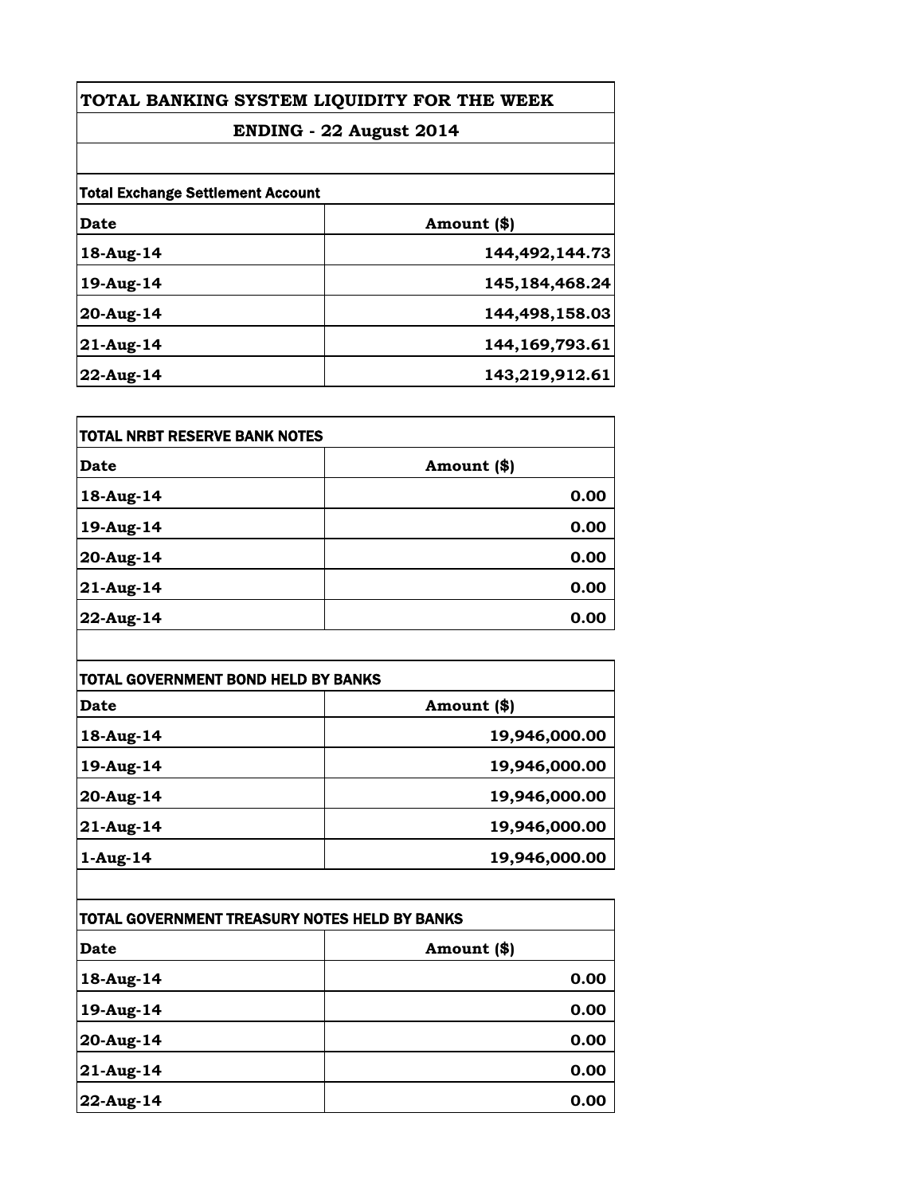# TOTAL BANKING SYSTEM LIQUIDITY FOR THE WEEK

## ENDING - 22 August 2014

**Total Exchange Settlement Account**

| Date | Amount ($) |
|---|---|
| 18-Aug-14 | 144,492,144.73 |
| 19-Aug-14 | 145,184,468.24 |
| 20-Aug-14 | 144,498,158.03 |
| 21-Aug-14 | 144,169,793.61 |
| 22-Aug-14 | 143,219,912.61 |

**TOTAL NRBT RESERVE BANK NOTES**

| Date | Amount ($) |
|---|---|
| 18-Aug-14 | 0.00 |
| 19-Aug-14 | 0.00 |
| 20-Aug-14 | 0.00 |
| 21-Aug-14 | 0.00 |
| 22-Aug-14 | 0.00 |

**TOTAL GOVERNMENT BOND HELD BY BANKS**

| Date | Amount ($) |
|---|---|
| 18-Aug-14 | 19,946,000.00 |
| 19-Aug-14 | 19,946,000.00 |
| 20-Aug-14 | 19,946,000.00 |
| 21-Aug-14 | 19,946,000.00 |
| 1-Aug-14 | 19,946,000.00 |

**TOTAL GOVERNMENT TREASURY NOTES HELD BY BANKS**

| Date | Amount ($) |
|---|---|
| 18-Aug-14 | 0.00 |
| 19-Aug-14 | 0.00 |
| 20-Aug-14 | 0.00 |
| 21-Aug-14 | 0.00 |
| 22-Aug-14 | 0.00 |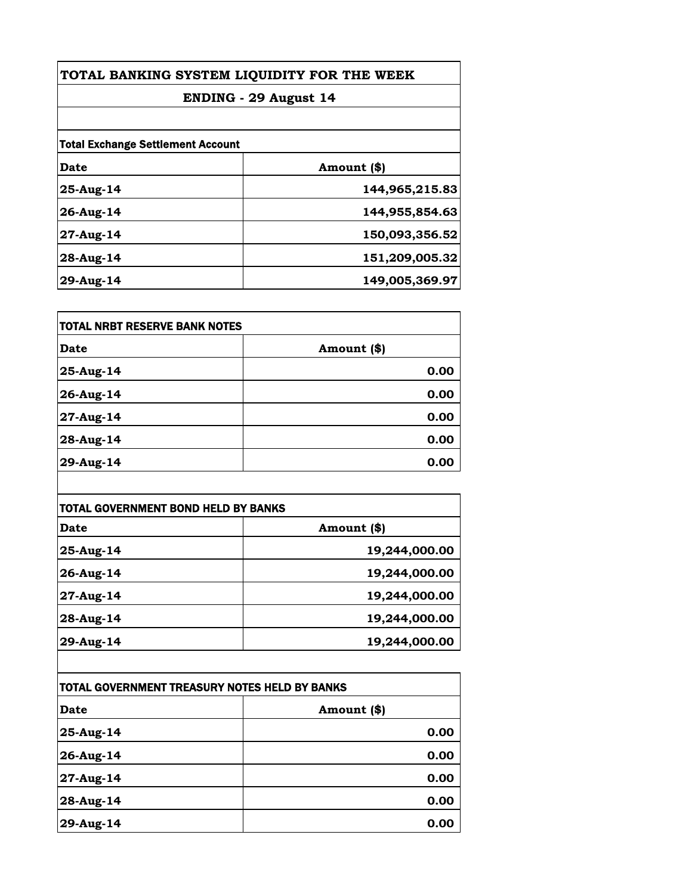# TOTAL BANKING SYSTEM LIQUIDITY FOR THE WEEK

## ENDING - 29 August 14

| Total Exchange Settlement Account | |
|---|---|
| **Date** | **Amount ($)** |
| 25-Aug-14 | 144,965,215.83 |
| 26-Aug-14 | 144,955,854.63 |
| 27-Aug-14 | 150,093,356.52 |
| 28-Aug-14 | 151,209,005.32 |
| 29-Aug-14 | 149,005,369.97 |

| TOTAL NRBT RESERVE BANK NOTES | |
|---|---|
| **Date** | **Amount ($)** |
| 25-Aug-14 | 0.00 |
| 26-Aug-14 | 0.00 |
| 27-Aug-14 | 0.00 |
| 28-Aug-14 | 0.00 |
| 29-Aug-14 | 0.00 |

| TOTAL GOVERNMENT BOND HELD BY BANKS | |
|---|---|
| **Date** | **Amount ($)** |
| 25-Aug-14 | 19,244,000.00 |
| 26-Aug-14 | 19,244,000.00 |
| 27-Aug-14 | 19,244,000.00 |
| 28-Aug-14 | 19,244,000.00 |
| 29-Aug-14 | 19,244,000.00 |

| TOTAL GOVERNMENT TREASURY NOTES HELD BY BANKS | |
|---|---|
| **Date** | **Amount ($)** |
| 25-Aug-14 | 0.00 |
| 26-Aug-14 | 0.00 |
| 27-Aug-14 | 0.00 |
| 28-Aug-14 | 0.00 |
| 29-Aug-14 | 0.00 |